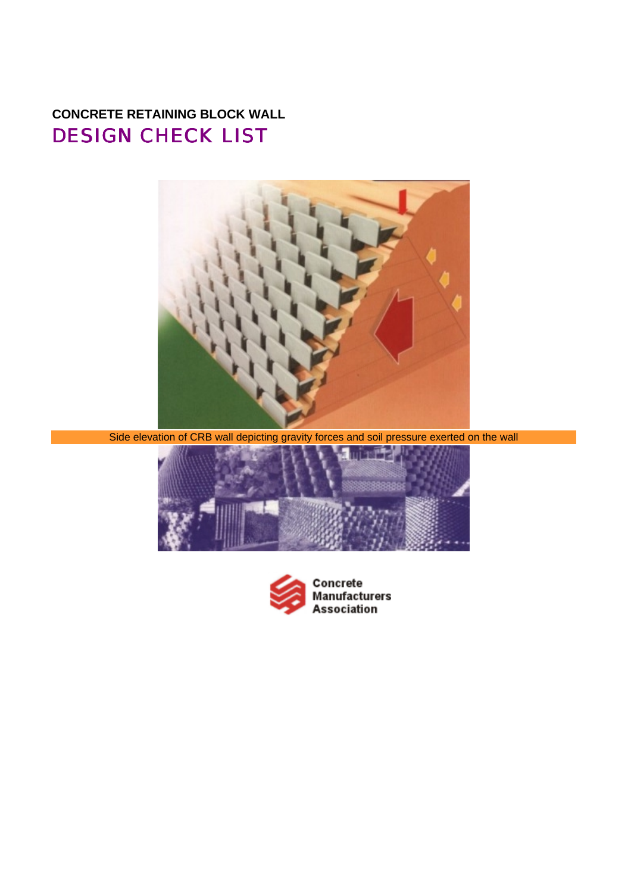**CONCRETE RETAINING BLOCK WALL**

# DESIGN CHECK LIST

Side elevation of CRB wall depicting gravity forces and soil pressure exerted on the wall

Concrete Manufacturers Association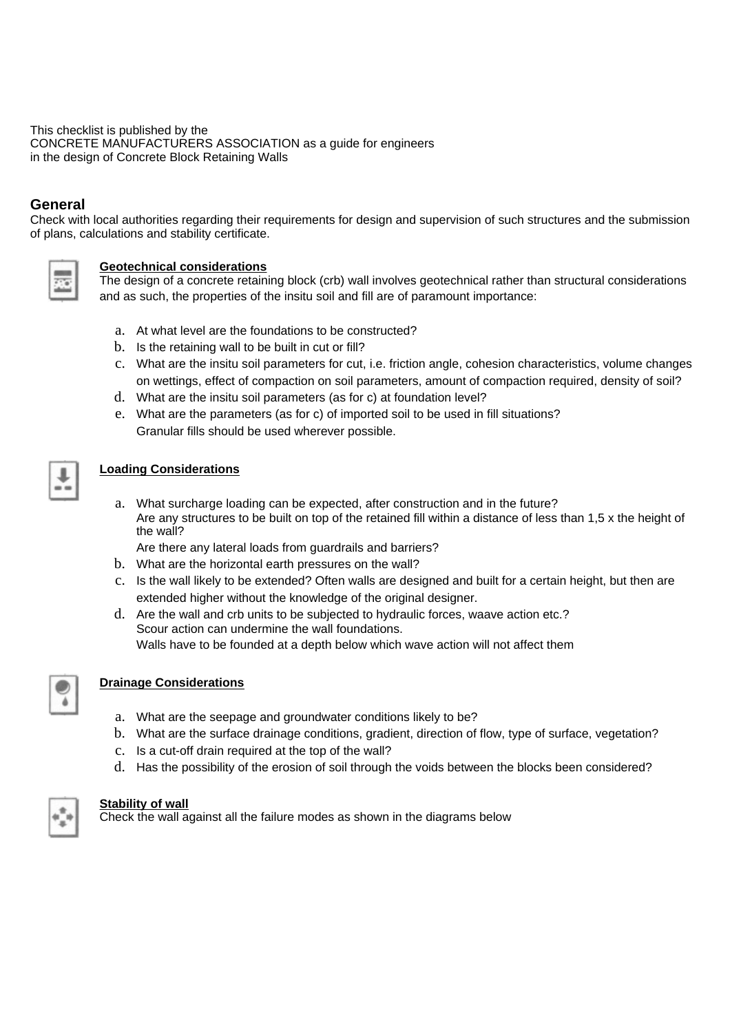This checklist is published by the
CONCRETE MANUFACTURERS ASSOCIATION as a guide for engineers
in the design of Concrete Block Retaining Walls

## General

Check with local authorities regarding their requirements for design and supervision of such structures and the submission of plans, calculations and stability certificate.

### Geotechnical considerations

The design of a concrete retaining block (crb) wall involves geotechnical rather than structural considerations and as such, the properties of the insitu soil and fill are of paramount importance:

a. At what level are the foundations to be constructed?
b. Is the retaining wall to be built in cut or fill?
c. What are the insitu soil parameters for cut, i.e. friction angle, cohesion characteristics, volume changes on wettings, effect of compaction on soil parameters, amount of compaction required, density of soil?
d. What are the insitu soil parameters (as for c) at foundation level?
e. What are the parameters (as for c) of imported soil to be used in fill situations?
   Granular fills should be used wherever possible.

### Loading Considerations

a. What surcharge loading can be expected, after construction and in the future?
   Are any structures to be built on top of the retained fill within a distance of less than 1,5 x the height of the wall?
   Are there any lateral loads from guardrails and barriers?
b. What are the horizontal earth pressures on the wall?
c. Is the wall likely to be extended? Often walls are designed and built for a certain height, but then are extended higher without the knowledge of the original designer.
d. Are the wall and crb units to be subjected to hydraulic forces, waave action etc.?
   Scour action can undermine the wall foundations.
   Walls have to be founded at a depth below which wave action will not affect them

### Drainage Considerations

a. What are the seepage and groundwater conditions likely to be?
b. What are the surface drainage conditions, gradient, direction of flow, type of surface, vegetation?
c. Is a cut-off drain required at the top of the wall?
d. Has the possibility of the erosion of soil through the voids between the blocks been considered?

### Stability of wall

Check the wall against all the failure modes as shown in the diagrams below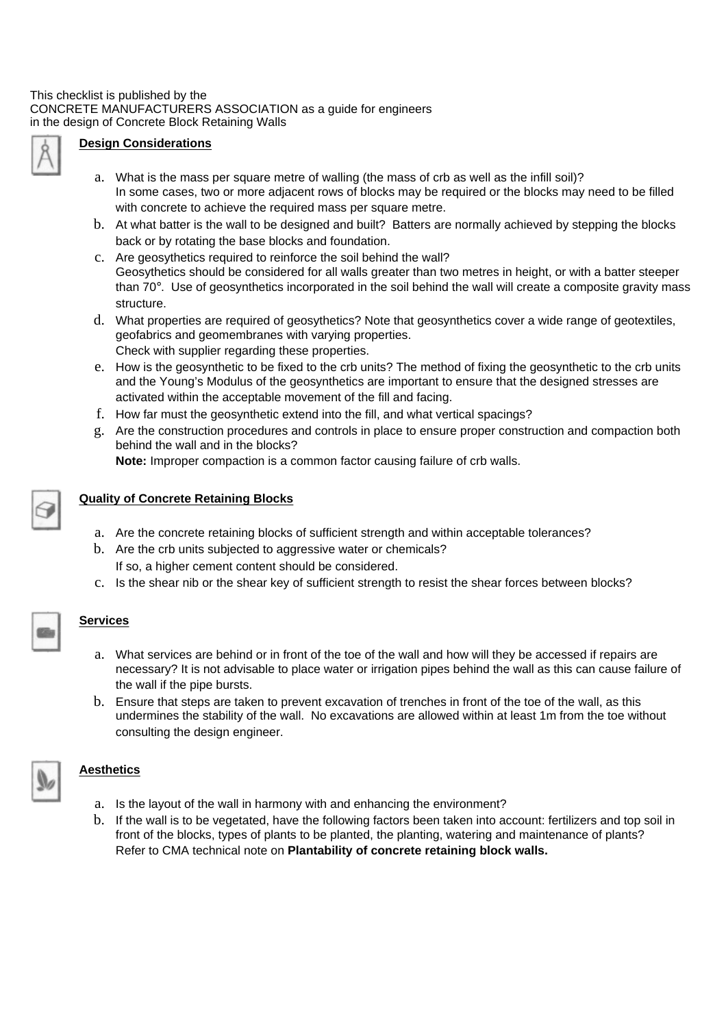This checklist is published by the
CONCRETE MANUFACTURERS ASSOCIATION as a guide for engineers
in the design of Concrete Block Retaining Walls

## Design Considerations

a. What is the mass per square metre of walling (the mass of crb as well as the infill soil)?
   In some cases, two or more adjacent rows of blocks may be required or the blocks may need to be filled with concrete to achieve the required mass per square metre.
b. At what batter is the wall to be designed and built? Batters are normally achieved by stepping the blocks back or by rotating the base blocks and foundation.
c. Are geosythetics required to reinforce the soil behind the wall?
   Geosythetics should be considered for all walls greater than two metres in height, or with a batter steeper than 70°. Use of geosynthetics incorporated in the soil behind the wall will create a composite gravity mass structure.
d. What properties are required of geosythetics? Note that geosynthetics cover a wide range of geotextiles, geofabrics and geomembranes with varying properties.
   Check with supplier regarding these properties.
e. How is the geosynthetic to be fixed to the crb units? The method of fixing the geosynthetic to the crb units and the Young's Modulus of the geosynthetics are important to ensure that the designed stresses are activated within the acceptable movement of the fill and facing.
f. How far must the geosynthetic extend into the fill, and what vertical spacings?
g. Are the construction procedures and controls in place to ensure proper construction and compaction both behind the wall and in the blocks?
   **Note:** Improper compaction is a common factor causing failure of crb walls.

## Quality of Concrete Retaining Blocks

a. Are the concrete retaining blocks of sufficient strength and within acceptable tolerances?
b. Are the crb units subjected to aggressive water or chemicals?
   If so, a higher cement content should be considered.
c. Is the shear nib or the shear key of sufficient strength to resist the shear forces between blocks?

## Services

a. What services are behind or in front of the toe of the wall and how will they be accessed if repairs are necessary? It is not advisable to place water or irrigation pipes behind the wall as this can cause failure of the wall if the pipe bursts.
b. Ensure that steps are taken to prevent excavation of trenches in front of the toe of the wall, as this undermines the stability of the wall. No excavations are allowed within at least 1m from the toe without consulting the design engineer.

## Aesthetics

a. Is the layout of the wall in harmony with and enhancing the environment?
b. If the wall is to be vegetated, have the following factors been taken into account: fertilizers and top soil in front of the blocks, types of plants to be planted, the planting, watering and maintenance of plants?
   Refer to CMA technical note on **Plantability of concrete retaining block walls.**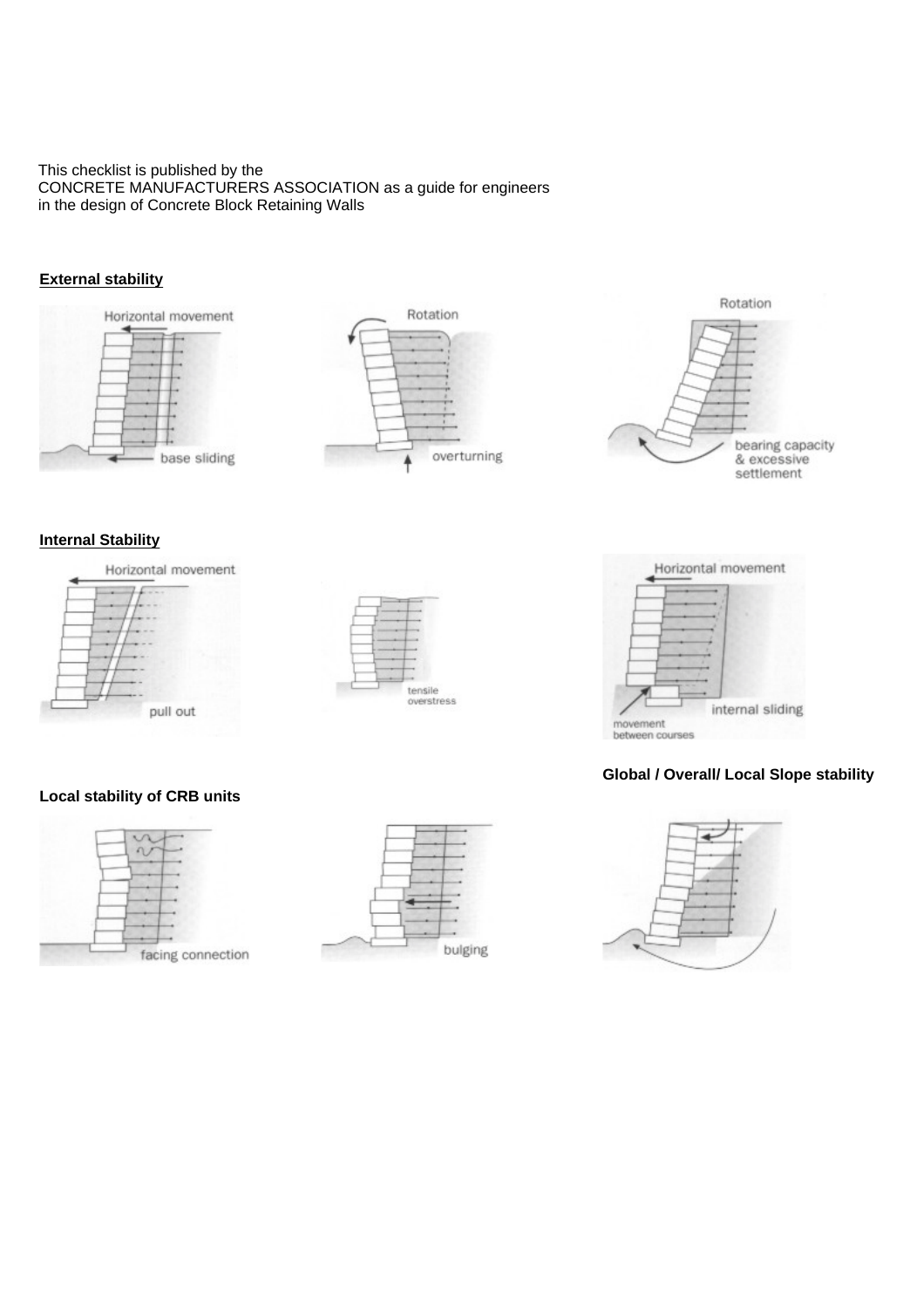This checklist is published by the
CONCRETE MANUFACTURERS ASSOCIATION as a guide for engineers
in the design of Concrete Block Retaining Walls

**External stability**

Horizontal movement

base sliding

Rotation

overturning

Rotation

bearing capacity & excessive settlement

**Internal Stability**

Horizontal movement

pull out

tensile overstress

Horizontal movement

internal sliding

movement between courses

**Local stability of CRB units**

facing connection

bulging

**Global / Overall/ Local Slope stability**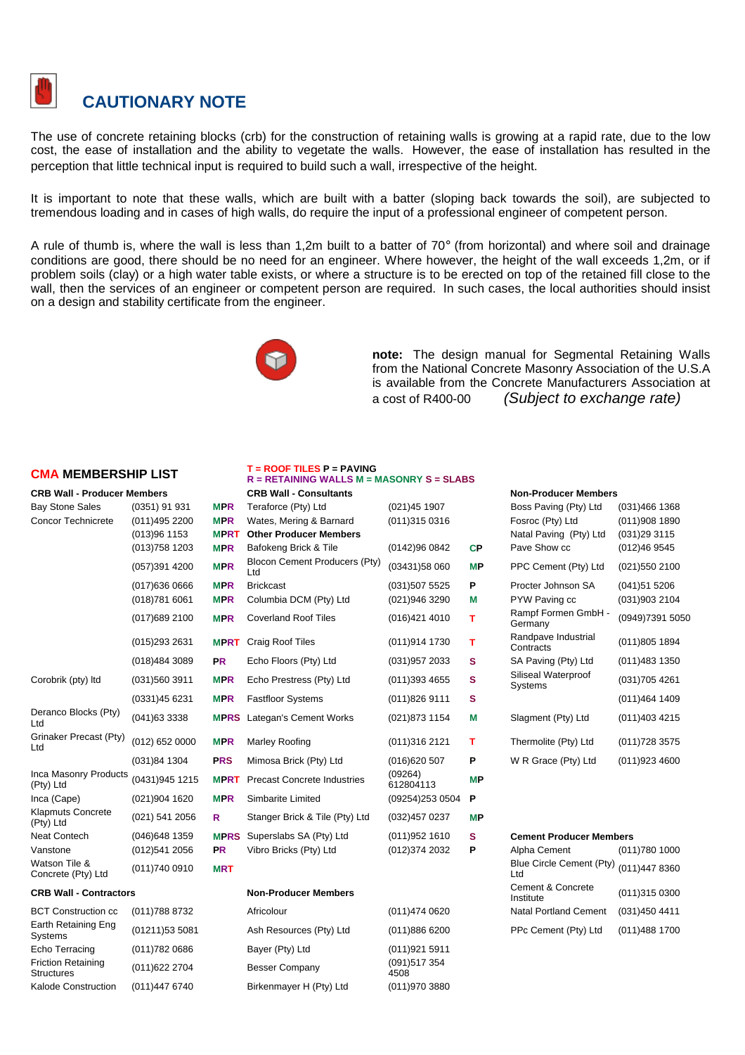# CAUTIONARY NOTE

The use of concrete retaining blocks (crb) for the construction of retaining walls is growing at a rapid rate, due to the low cost, the ease of installation and the ability to vegetate the walls. However, the ease of installation has resulted in the perception that little technical input is required to build such a wall, irrespective of the height.

It is important to note that these walls, which are built with a batter (sloping back towards the soil), are subjected to tremendous loading and in cases of high walls, do require the input of a professional engineer of competent person.

A rule of thumb is, where the wall is less than 1,2m built to a batter of 70° (from horizontal) and where soil and drainage conditions are good, there should be no need for an engineer. Where however, the height of the wall exceeds 1,2m, or if problem soils (clay) or a high water table exists, or where a structure is to be erected on top of the retained fill close to the wall, then the services of an engineer or competent person are required. In such cases, the local authorities should insist on a design and stability certificate from the engineer.

**note:** The design manual for Segmental Retaining Walls from the National Concrete Masonry Association of the U.S.A is available from the Concrete Manufacturers Association at a cost of R400-00 *(Subject to exchange rate)*

## CMA MEMBERSHIP LIST

T = ROOF TILES P = PAVING
R = RETAINING WALLS M = MASONRY S = SLABS

| | | | | | | | |
|---|---|---|---|---|---|---|---|
| **CRB Wall - Producer Members** | | | **CRB Wall - Consultants** | | | **Non-Producer Members** | |
| Bay Stone Sales | (0351) 91 931 | MPR | Teraforce (Pty) Ltd | (021)45 1907 | | Boss Paving (Pty) Ltd | (031)466 1368 |
| Concor Technicrete | (011)495 2200 | MPR | Wates, Mering & Barnard | (011)315 0316 | | Fosroc (Pty) Ltd | (011)908 1890 |
| | (013)96 1153 | MPRT | **Other Producer Members** | | | Natal Paving (Pty) Ltd | (031)29 3115 |
| | (013)758 1203 | MPR | Bafokeng Brick & Tile | (0142)96 0842 | CP | Pave Show cc | (012)46 9545 |
| | (057)391 4200 | MPR | Blocon Cement Producers (Pty) Ltd | (03431)58 060 | MP | PPC Cement (Pty) Ltd | (021)550 2100 |
| | (017)636 0666 | MPR | Brickcast | (031)507 5525 | P | Procter Johnson SA | (041)51 5206 |
| | (018)781 6061 | MPR | Columbia DCM (Pty) Ltd | (021)946 3290 | M | PYW Paving cc | (031)903 2104 |
| | (017)689 2100 | MPR | Coverland Roof Tiles | (016)421 4010 | T | Rampf Formen GmbH - Germany | (0949)7391 5050 |
| | (015)293 2631 | MPRT | Craig Roof Tiles | (011)914 1730 | T | Randpave Industrial Contracts | (011)805 1894 |
| | (018)484 3089 | PR | Echo Floors (Pty) Ltd | (031)957 2033 | S | SA Paving (Pty) Ltd | (011)483 1350 |
| Corobrik (pty) ltd | (031)560 3911 | MPR | Echo Prestress (Pty) Ltd | (011)393 4655 | S | Siliseal Waterproof Systems | (031)705 4261 |
| | (0331)45 6231 | MPR | Fastfloor Systems | (011)826 9111 | S | | (011)464 1409 |
| Deranco Blocks (Pty) Ltd | (041)63 3338 | MPRS | Lategan's Cement Works | (021)873 1154 | M | Slagment (Pty) Ltd | (011)403 4215 |
| Grinaker Precast (Pty) Ltd | (012) 652 0000 | MPR | Marley Roofing | (011)316 2121 | T | Thermolite (Pty) Ltd | (011)728 3575 |
| | (031)84 1304 | PRS | Mimosa Brick (Pty) Ltd | (016)620 507 | P | W R Grace (Pty) Ltd | (011)923 4600 |
| Inca Masonry Products (Pty) Ltd | (0431)945 1215 | MPRT | Precast Concrete Industries | (09264) 612804113 | MP | | |
| Inca (Cape) | (021)904 1620 | MPR | Simbarite Limited | (09254)253 0504 | P | | |
| Klapmuts Concrete (Pty) Ltd | (021) 541 2056 | R | Stanger Brick & Tile (Pty) Ltd | (032)457 0237 | MP | | |
| Neat Contech | (046)648 1359 | MPRS | Superslabs SA (Pty) Ltd | (011)952 1610 | S | **Cement Producer Members** | |
| Vanstone | (012)541 2056 | PR | Vibro Bricks (Pty) Ltd | (012)374 2032 | P | Alpha Cement | (011)780 1000 |
| Watson Tile & Concrete (Pty) Ltd | (011)740 0910 | MRT | | | | Blue Circle Cement (Pty) Ltd | (011)447 8360 |
| **CRB Wall - Contractors** | | | **Non-Producer Members** | | | Cement & Concrete Institute | (011)315 0300 |
| BCT Construction cc | (011)788 8732 | | Africolour | (011)474 0620 | | Natal Portland Cement | (031)450 4411 |
| Earth Retaining Eng Systems | (01211)53 5081 | | Ash Resources (Pty) Ltd | (011)886 6200 | | PPc Cement (Pty) Ltd | (011)488 1700 |
| Echo Terracing | (011)782 0686 | | Bayer (Pty) Ltd | (011)921 5911 | | | |
| Friction Retaining Structures | (011)622 2704 | | Besser Company | (091)517 354 4508 | | | |
| Kalode Construction | (011)447 6740 | | Birkenmayer H (Pty) Ltd | (011)970 3880 | | | |